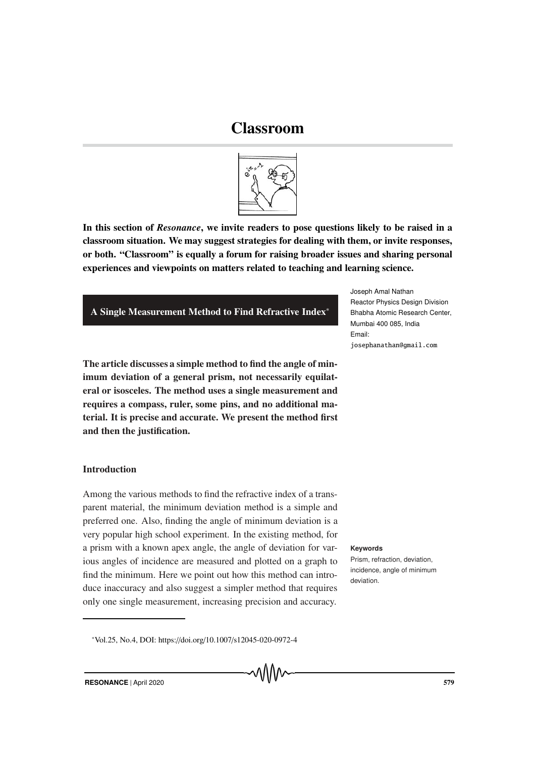# Classroom

**In this section of *Resonance*, we invite readers to pose questions likely to be raised in a classroom situation. We may suggest strategies for dealing with them, or invite responses, or both. "Classroom" is equally a forum for raising broader issues and sharing personal experiences and viewpoints on matters related to teaching and learning science.**

## A Single Measurement Method to Find Refractive Index*

Joseph Amal Nathan
Reactor Physics Design Division
Bhabha Atomic Research Center,
Mumbai 400 085, India
Email:
josephanathan@gmail.com

**The article discusses a simple method to find the angle of minimum deviation of a general prism, not necessarily equilateral or isosceles. The method uses a single measurement and requires a compass, ruler, some pins, and no additional material. It is precise and accurate. We present the method first and then the justification.**

### Introduction

Among the various methods to find the refractive index of a transparent material, the minimum deviation method is a simple and preferred one. Also, finding the angle of minimum deviation is a very popular high school experiment. In the existing method, for a prism with a known apex angle, the angle of deviation for various angles of incidence are measured and plotted on a graph to find the minimum. Here we point out how this method can introduce inaccuracy and also suggest a simpler method that requires only one single measurement, increasing precision and accuracy.

**Keywords**

Prism, refraction, deviation, incidence, angle of minimum deviation.

*Vol.25, No.4, DOI: https://doi.org/10.1007/s12045-020-0972-4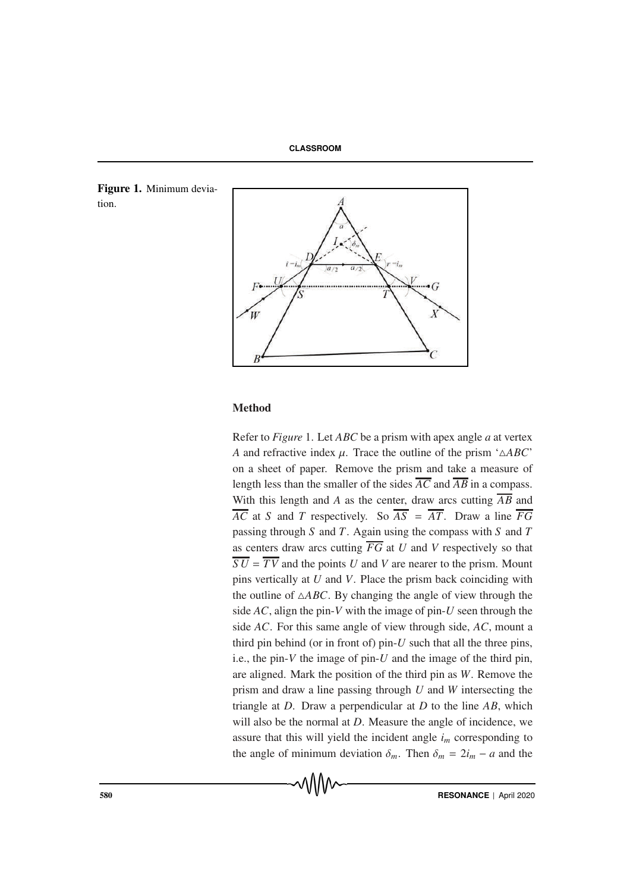**Figure 1.** Minimum deviation.

## Method

Refer to *Figure* 1. Let $ABC$ be a prism with apex angle $a$ at vertex $A$ and refractive index $\mu$. Trace the outline of the prism '$\triangle ABC$' on a sheet of paper. Remove the prism and take a measure of length less than the smaller of the sides $\overline{AC}$ and $\overline{AB}$ in a compass. With this length and $A$ as the center, draw arcs cutting $\overline{AB}$ and $\overline{AC}$ at $S$ and $T$ respectively. So $\overline{AS} = \overline{AT}$. Draw a line $\overline{FG}$ passing through $S$ and $T$. Again using the compass with $S$ and $T$ as centers draw arcs cutting $\overline{FG}$ at $U$ and $V$ respectively so that $\overline{SU} = \overline{TV}$ and the points $U$ and $V$ are nearer to the prism. Mount pins vertically at $U$ and $V$. Place the prism back coinciding with the outline of $\triangle ABC$. By changing the angle of view through the side $AC$, align the pin-$V$ with the image of pin-$U$ seen through the side $AC$. For this same angle of view through side, $AC$, mount a third pin behind (or in front of) pin-$U$ such that all the three pins, i.e., the pin-$V$ the image of pin-$U$ and the image of the third pin, are aligned. Mark the position of the third pin as $W$. Remove the prism and draw a line passing through $U$ and $W$ intersecting the triangle at $D$. Draw a perpendicular at $D$ to the line $AB$, which will also be the normal at $D$. Measure the angle of incidence, we assure that this will yield the incident angle $i_m$ corresponding to the angle of minimum deviation $\delta_m$. Then $\delta_m = 2i_m - a$ and the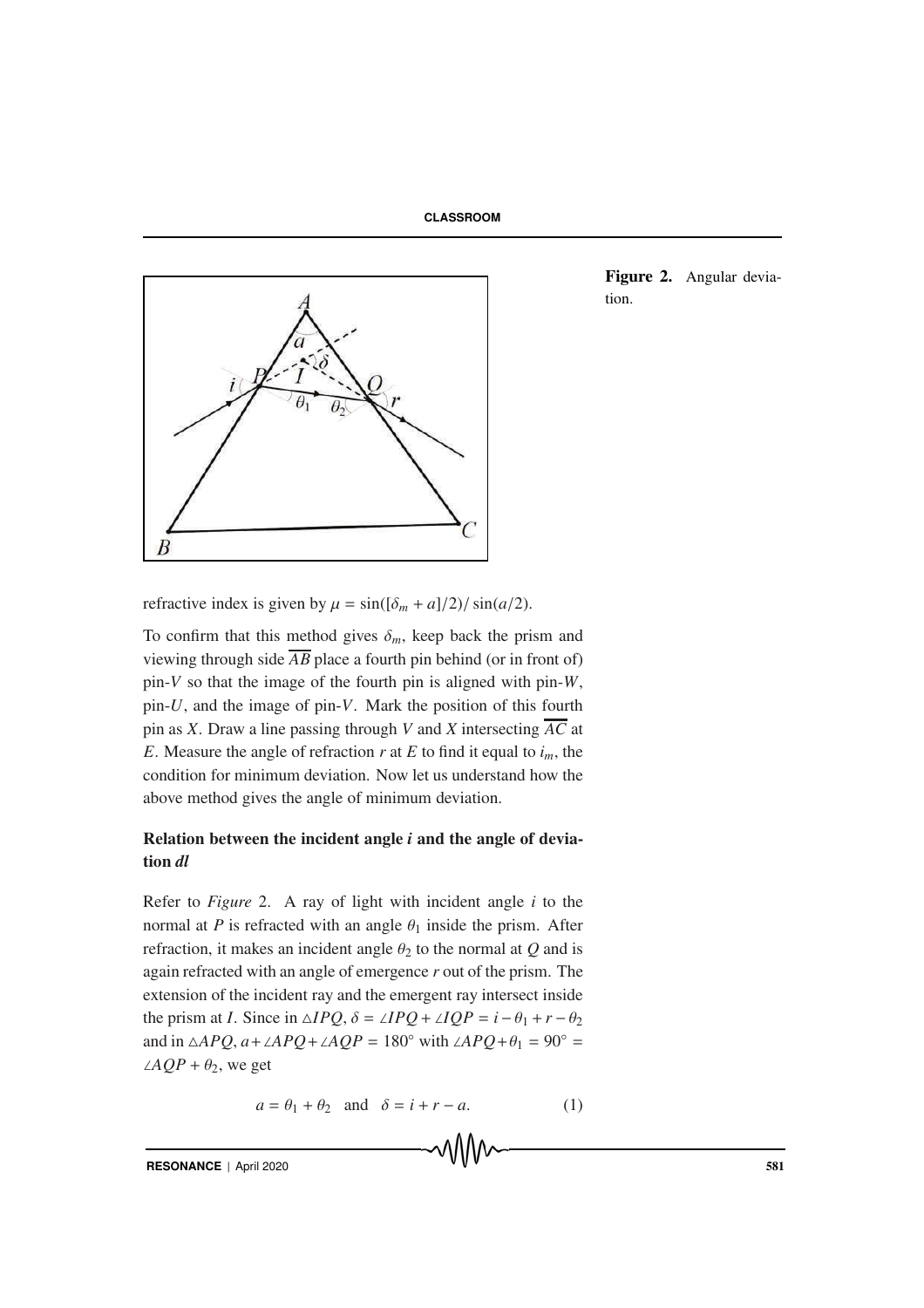Figure 2. Angular deviation.

refractive index is given by $\mu = \sin([\delta_m + a]/2)/\sin(a/2)$.

To confirm that this method gives $\delta_m$, keep back the prism and viewing through side $\overline{AB}$ place a fourth pin behind (or in front of) pin-$V$ so that the image of the fourth pin is aligned with pin-$W$, pin-$U$, and the image of pin-$V$. Mark the position of this fourth pin as $X$. Draw a line passing through $V$ and $X$ intersecting $\overline{AC}$ at $E$. Measure the angle of refraction $r$ at $E$ to find it equal to $i_m$, the condition for minimum deviation. Now let us understand how the above method gives the angle of minimum deviation.

## Relation between the incident angle *i* and the angle of deviation *dl*

Refer to *Figure* 2. A ray of light with incident angle $i$ to the normal at $P$ is refracted with an angle $\theta_1$ inside the prism. After refraction, it makes an incident angle $\theta_2$ to the normal at $Q$ and is again refracted with an angle of emergence $r$ out of the prism. The extension of the incident ray and the emergent ray intersect inside the prism at $I$. Since in $\triangle IPQ$, $\delta = \angle IPQ + \angle IQP = i - \theta_1 + r - \theta_2$ and in $\triangle APQ$, $a + \angle APQ + \angle AQP = 180^\circ$ with $\angle APQ + \theta_1 = 90^\circ = \angle AQP + \theta_2$, we get

$$a = \theta_1 + \theta_2 \quad \text{and} \quad \delta = i + r - a. \tag{1}$$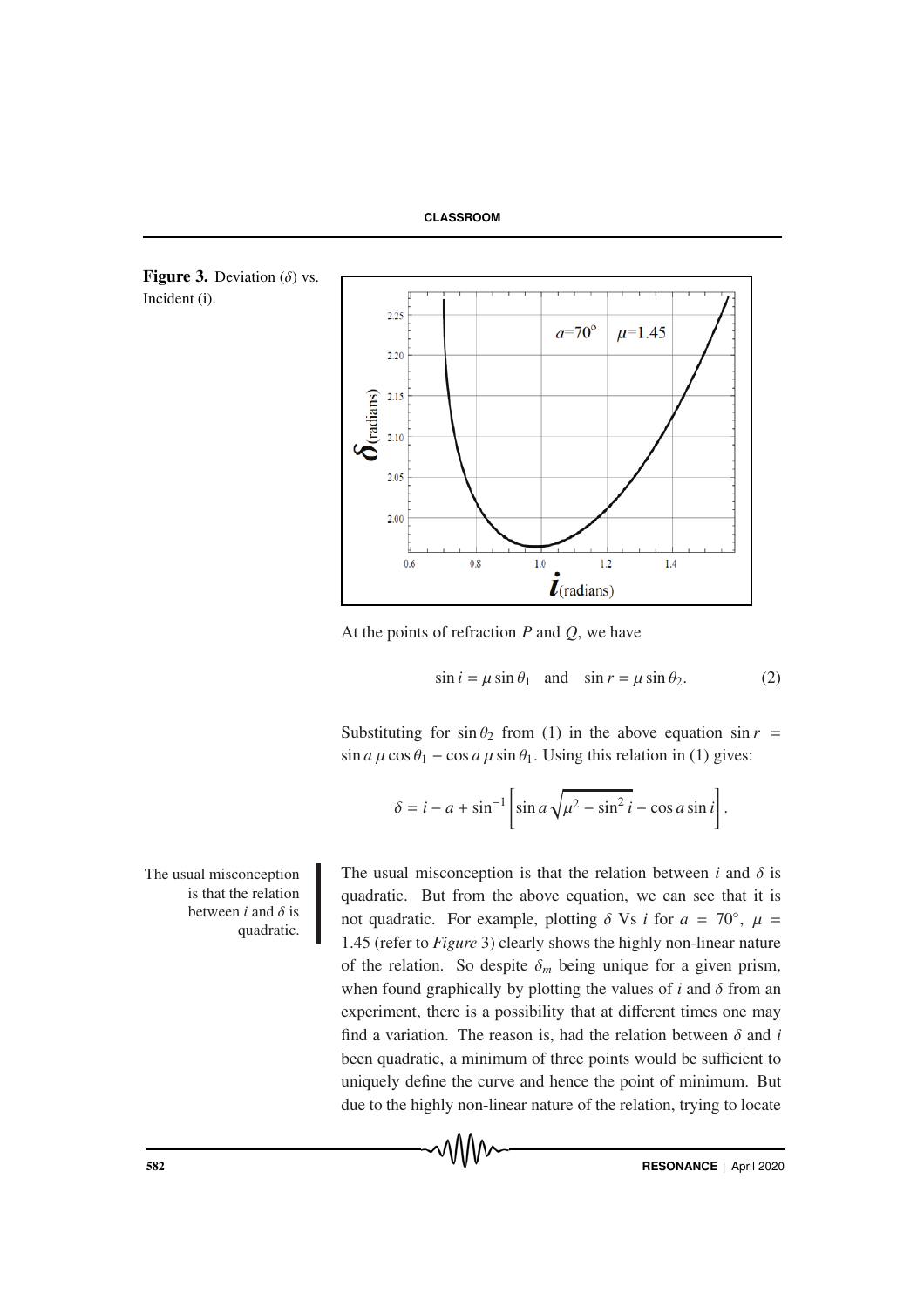**Figure 3.** Deviation ($\delta$) vs. Incident (i).

At the points of refraction $P$ and $Q$, we have

$$\sin i = \mu \sin \theta_1 \quad \text{and} \quad \sin r = \mu \sin \theta_2. \tag{2}$$

Substituting for $\sin \theta_2$ from (1) in the above equation $\sin r = \sin a\, \mu \cos \theta_1 - \cos a\, \mu \sin \theta_1$. Using this relation in (1) gives:

$$\delta = i - a + \sin^{-1}\left[\sin a \sqrt{\mu^2 - \sin^2 i} - \cos a \sin i\right].$$

The usual misconception is that the relation between $i$ and $\delta$ is quadratic.

The usual misconception is that the relation between $i$ and $\delta$ is quadratic. But from the above equation, we can see that it is not quadratic. For example, plotting $\delta$ Vs $i$ for $a = 70^\circ$, $\mu = 1.45$ (refer to *Figure* 3) clearly shows the highly non-linear nature of the relation. So despite $\delta_m$ being unique for a given prism, when found graphically by plotting the values of $i$ and $\delta$ from an experiment, there is a possibility that at different times one may find a variation. The reason is, had the relation between $\delta$ and $i$ been quadratic, a minimum of three points would be sufficient to uniquely define the curve and hence the point of minimum. But due to the highly non-linear nature of the relation, trying to locate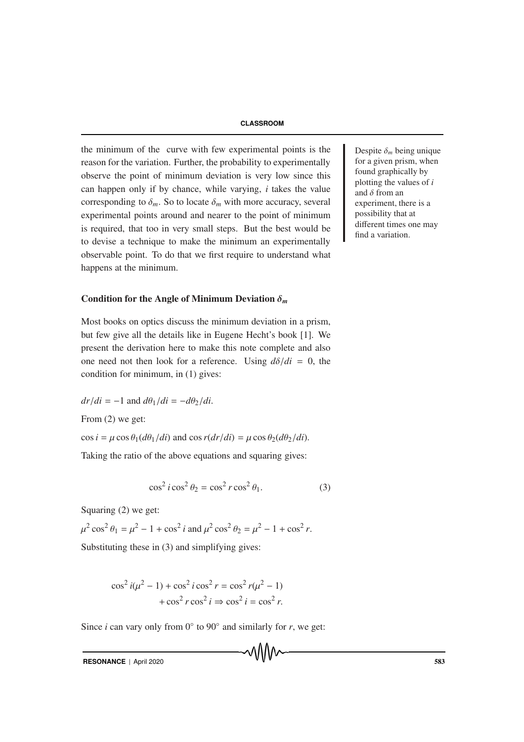the minimum of the curve with few experimental points is the reason for the variation. Further, the probability to experimentally observe the point of minimum deviation is very low since this can happen only if by chance, while varying, $i$ takes the value corresponding to $\delta_m$. So to locate $\delta_m$ with more accuracy, several experimental points around and nearer to the point of minimum is required, that too in very small steps. But the best would be to devise a technique to make the minimum an experimentally observable point. To do that we first require to understand what happens at the minimum.

Despite $\delta_m$ being unique for a given prism, when found graphically by plotting the values of $i$ and $\delta$ from an experiment, there is a possibility that at different times one may find a variation.

### Condition for the Angle of Minimum Deviation $\delta_m$

Most books on optics discuss the minimum deviation in a prism, but few give all the details like in Eugene Hecht's book [1]. We present the derivation here to make this note complete and also one need not then look for a reference. Using $d\delta/di = 0$, the condition for minimum, in (1) gives:

$dr/di = -1$ and $d\theta_1/di = -d\theta_2/di$.

From (2) we get:

$\cos i = \mu \cos \theta_1 (d\theta_1/di)$ and $\cos r (dr/di) = \mu \cos \theta_2 (d\theta_2/di)$.

Taking the ratio of the above equations and squaring gives:

$$\cos^2 i \cos^2 \theta_2 = \cos^2 r \cos^2 \theta_1. \qquad (3)$$

Squaring (2) we get:

$\mu^2 \cos^2 \theta_1 = \mu^2 - 1 + \cos^2 i$ and $\mu^2 \cos^2 \theta_2 = \mu^2 - 1 + \cos^2 r$.

Substituting these in (3) and simplifying gives:

$$\cos^2 i(\mu^2 - 1) + \cos^2 i \cos^2 r = \cos^2 r(\mu^2 - 1) + \cos^2 r \cos^2 i \Rightarrow \cos^2 i = \cos^2 r.$$

Since $i$ can vary only from 0° to 90° and similarly for $r$, we get: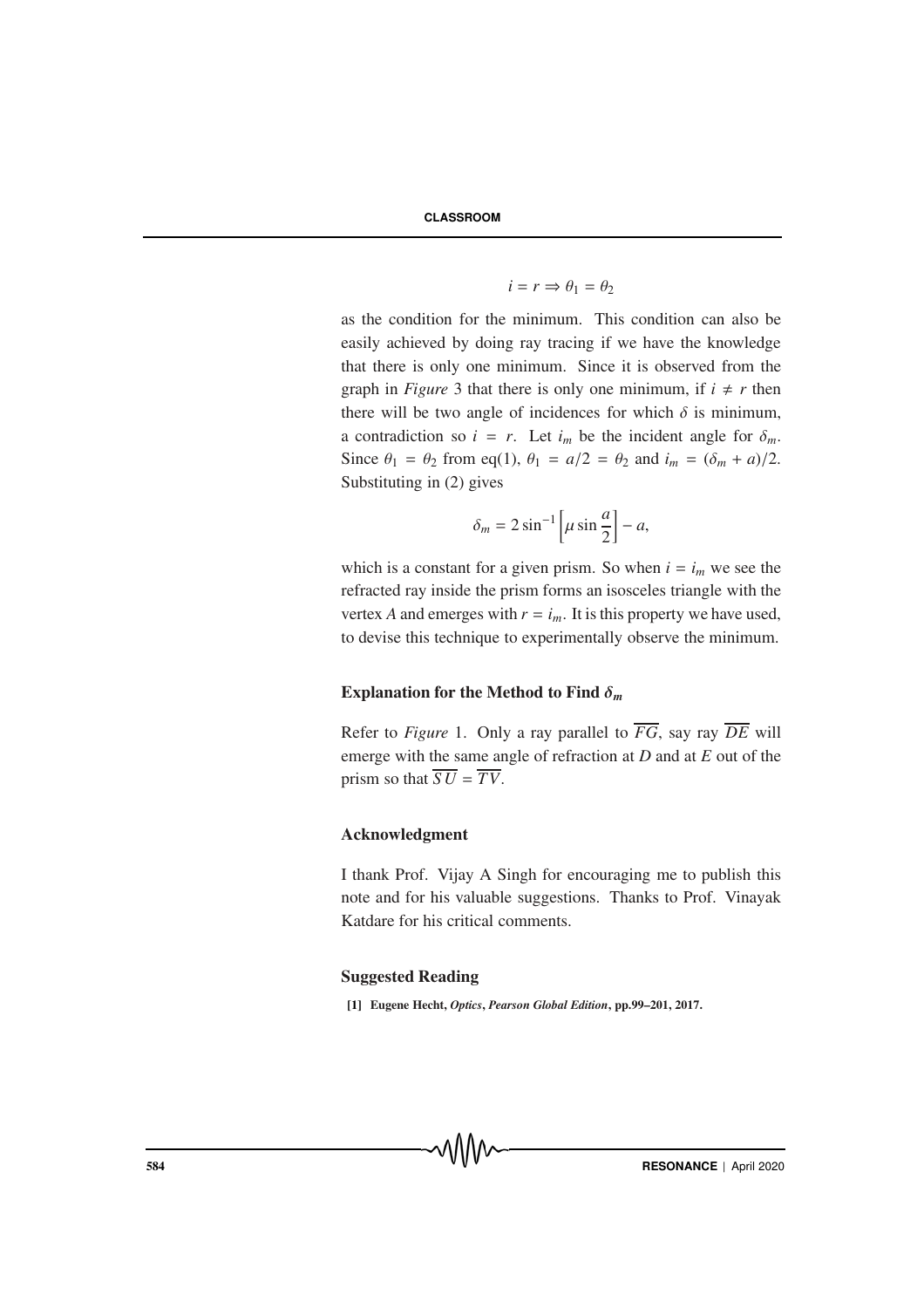$$i = r \Rightarrow \theta_1 = \theta_2$$

as the condition for the minimum. This condition can also be easily achieved by doing ray tracing if we have the knowledge that there is only one minimum. Since it is observed from the graph in *Figure* 3 that there is only one minimum, if $i \neq r$ then there will be two angle of incidences for which $\delta$ is minimum, a contradiction so $i = r$. Let $i_m$ be the incident angle for $\delta_m$. Since $\theta_1 = \theta_2$ from eq(1), $\theta_1 = a/2 = \theta_2$ and $i_m = (\delta_m + a)/2$. Substituting in (2) gives

$$\delta_m = 2\sin^{-1}\left[\mu \sin\frac{a}{2}\right] - a,$$

which is a constant for a given prism. So when $i = i_m$ we see the refracted ray inside the prism forms an isosceles triangle with the vertex $A$ and emerges with $r = i_m$. It is this property we have used, to devise this technique to experimentally observe the minimum.

## Explanation for the Method to Find $\delta_m$

Refer to *Figure* 1. Only a ray parallel to $\overline{FG}$, say ray $\overline{DE}$ will emerge with the same angle of refraction at $D$ and at $E$ out of the prism so that $\overline{SU} = \overline{TV}$.

## Acknowledgment

I thank Prof. Vijay A Singh for encouraging me to publish this note and for his valuable suggestions. Thanks to Prof. Vinayak Katdare for his critical comments.

## Suggested Reading

**[1] Eugene Hecht, *Optics*, *Pearson Global Edition*, pp.99–201, 2017.**